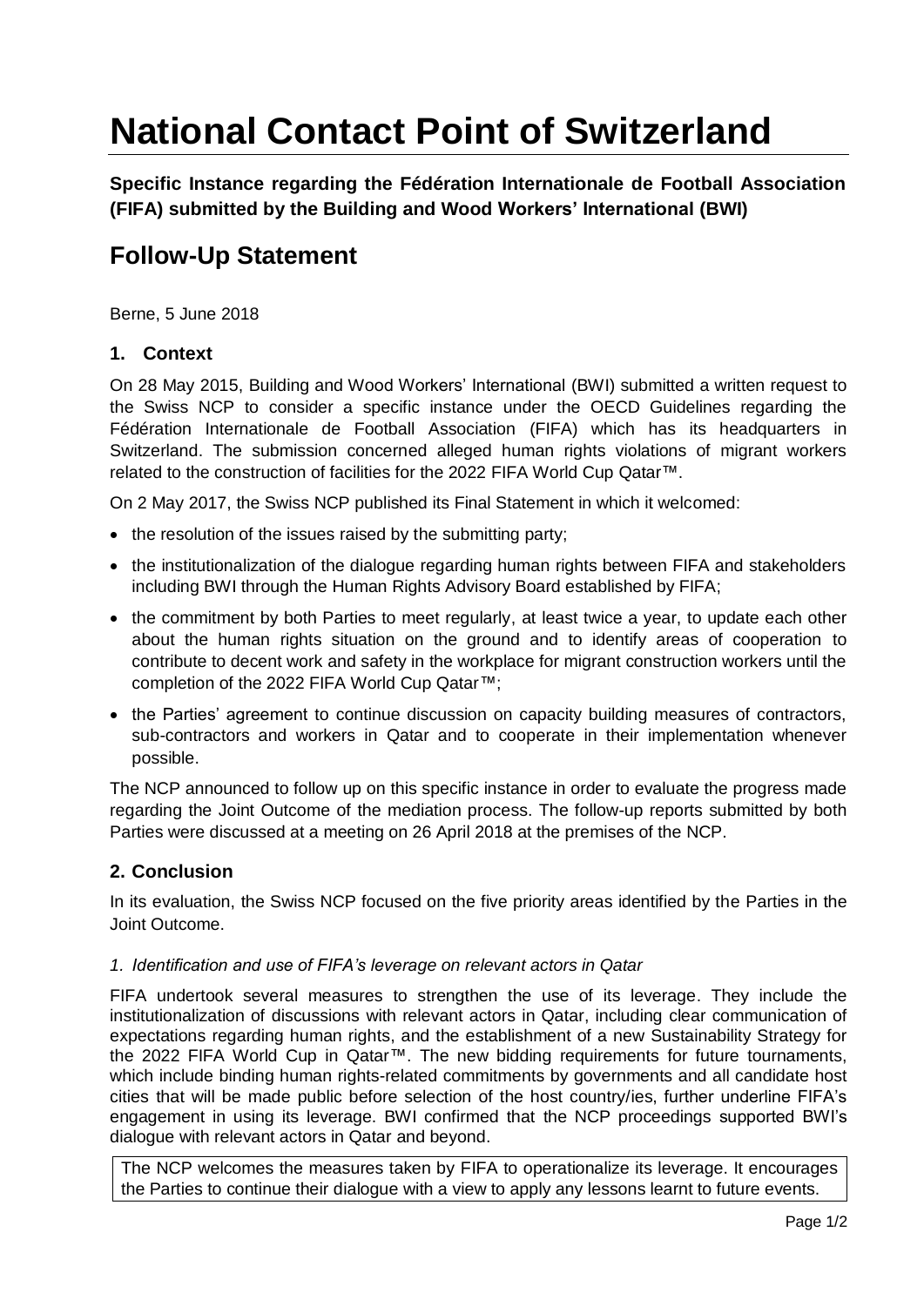# National Contact Point of Switzerland

**Specific Instance regarding the Fédération Internationale de Football Association (FIFA) submitted by the Building and Wood Workers' International (BWI)**

## Follow-Up Statement

Berne, 5 June 2018

### 1. Context

On 28 May 2015, Building and Wood Workers' International (BWI) submitted a written request to the Swiss NCP to consider a specific instance under the OECD Guidelines regarding the Fédération Internationale de Football Association (FIFA) which has its headquarters in Switzerland. The submission concerned alleged human rights violations of migrant workers related to the construction of facilities for the 2022 FIFA World Cup Qatar™.

On 2 May 2017, the Swiss NCP published its Final Statement in which it welcomed:

- the resolution of the issues raised by the submitting party;
- the institutionalization of the dialogue regarding human rights between FIFA and stakeholders including BWI through the Human Rights Advisory Board established by FIFA;
- the commitment by both Parties to meet regularly, at least twice a year, to update each other about the human rights situation on the ground and to identify areas of cooperation to contribute to decent work and safety in the workplace for migrant construction workers until the completion of the 2022 FIFA World Cup Qatar™;
- the Parties' agreement to continue discussion on capacity building measures of contractors, sub-contractors and workers in Qatar and to cooperate in their implementation whenever possible.

The NCP announced to follow up on this specific instance in order to evaluate the progress made regarding the Joint Outcome of the mediation process. The follow-up reports submitted by both Parties were discussed at a meeting on 26 April 2018 at the premises of the NCP.

### 2. Conclusion

In its evaluation, the Swiss NCP focused on the five priority areas identified by the Parties in the Joint Outcome.

*1. Identification and use of FIFA's leverage on relevant actors in Qatar*

FIFA undertook several measures to strengthen the use of its leverage. They include the institutionalization of discussions with relevant actors in Qatar, including clear communication of expectations regarding human rights, and the establishment of a new Sustainability Strategy for the 2022 FIFA World Cup in Qatar™. The new bidding requirements for future tournaments, which include binding human rights-related commitments by governments and all candidate host cities that will be made public before selection of the host country/ies, further underline FIFA's engagement in using its leverage. BWI confirmed that the NCP proceedings supported BWI's dialogue with relevant actors in Qatar and beyond.

The NCP welcomes the measures taken by FIFA to operationalize its leverage. It encourages the Parties to continue their dialogue with a view to apply any lessons learnt to future events.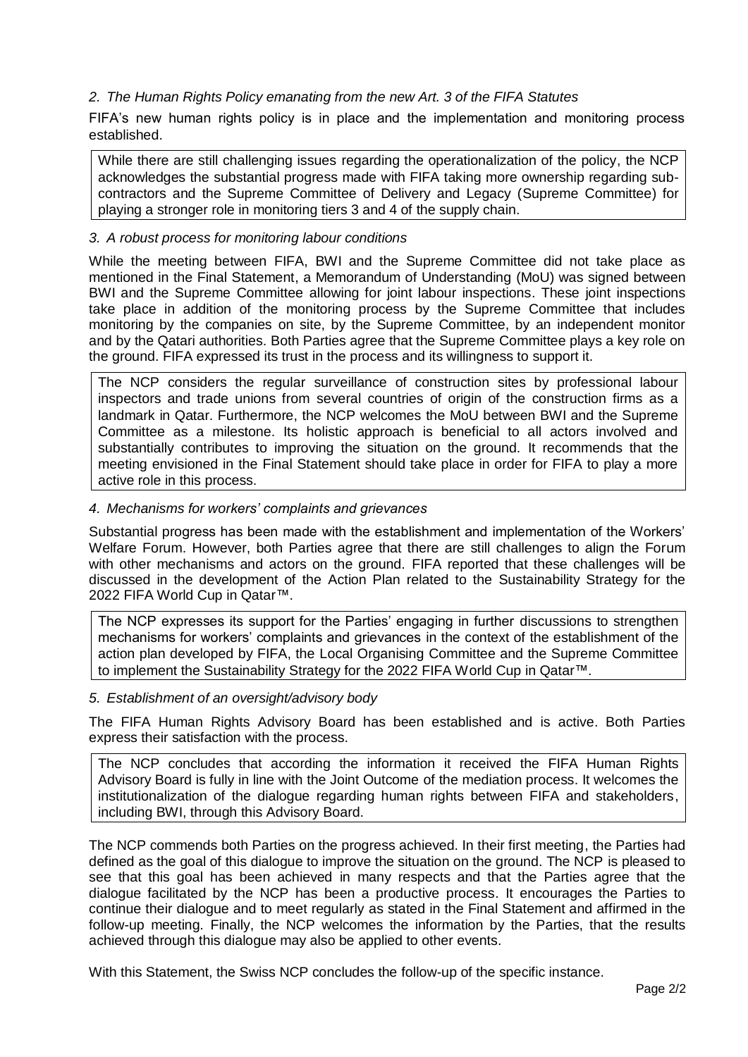*2. The Human Rights Policy emanating from the new Art. 3 of the FIFA Statutes*

FIFA's new human rights policy is in place and the implementation and monitoring process established.

> While there are still challenging issues regarding the operationalization of the policy, the NCP acknowledges the substantial progress made with FIFA taking more ownership regarding sub-contractors and the Supreme Committee of Delivery and Legacy (Supreme Committee) for playing a stronger role in monitoring tiers 3 and 4 of the supply chain.

*3. A robust process for monitoring labour conditions*

While the meeting between FIFA, BWI and the Supreme Committee did not take place as mentioned in the Final Statement, a Memorandum of Understanding (MoU) was signed between BWI and the Supreme Committee allowing for joint labour inspections. These joint inspections take place in addition of the monitoring process by the Supreme Committee that includes monitoring by the companies on site, by the Supreme Committee, by an independent monitor and by the Qatari authorities. Both Parties agree that the Supreme Committee plays a key role on the ground. FIFA expressed its trust in the process and its willingness to support it.

> The NCP considers the regular surveillance of construction sites by professional labour inspectors and trade unions from several countries of origin of the construction firms as a landmark in Qatar. Furthermore, the NCP welcomes the MoU between BWI and the Supreme Committee as a milestone. Its holistic approach is beneficial to all actors involved and substantially contributes to improving the situation on the ground. It recommends that the meeting envisioned in the Final Statement should take place in order for FIFA to play a more active role in this process.

*4. Mechanisms for workers' complaints and grievances*

Substantial progress has been made with the establishment and implementation of the Workers' Welfare Forum. However, both Parties agree that there are still challenges to align the Forum with other mechanisms and actors on the ground. FIFA reported that these challenges will be discussed in the development of the Action Plan related to the Sustainability Strategy for the 2022 FIFA World Cup in Qatar™.

> The NCP expresses its support for the Parties' engaging in further discussions to strengthen mechanisms for workers' complaints and grievances in the context of the establishment of the action plan developed by FIFA, the Local Organising Committee and the Supreme Committee to implement the Sustainability Strategy for the 2022 FIFA World Cup in Qatar™.

*5. Establishment of an oversight/advisory body*

The FIFA Human Rights Advisory Board has been established and is active. Both Parties express their satisfaction with the process.

> The NCP concludes that according the information it received the FIFA Human Rights Advisory Board is fully in line with the Joint Outcome of the mediation process. It welcomes the institutionalization of the dialogue regarding human rights between FIFA and stakeholders, including BWI, through this Advisory Board.

The NCP commends both Parties on the progress achieved. In their first meeting, the Parties had defined as the goal of this dialogue to improve the situation on the ground. The NCP is pleased to see that this goal has been achieved in many respects and that the Parties agree that the dialogue facilitated by the NCP has been a productive process. It encourages the Parties to continue their dialogue and to meet regularly as stated in the Final Statement and affirmed in the follow-up meeting. Finally, the NCP welcomes the information by the Parties, that the results achieved through this dialogue may also be applied to other events.

With this Statement, the Swiss NCP concludes the follow-up of the specific instance.